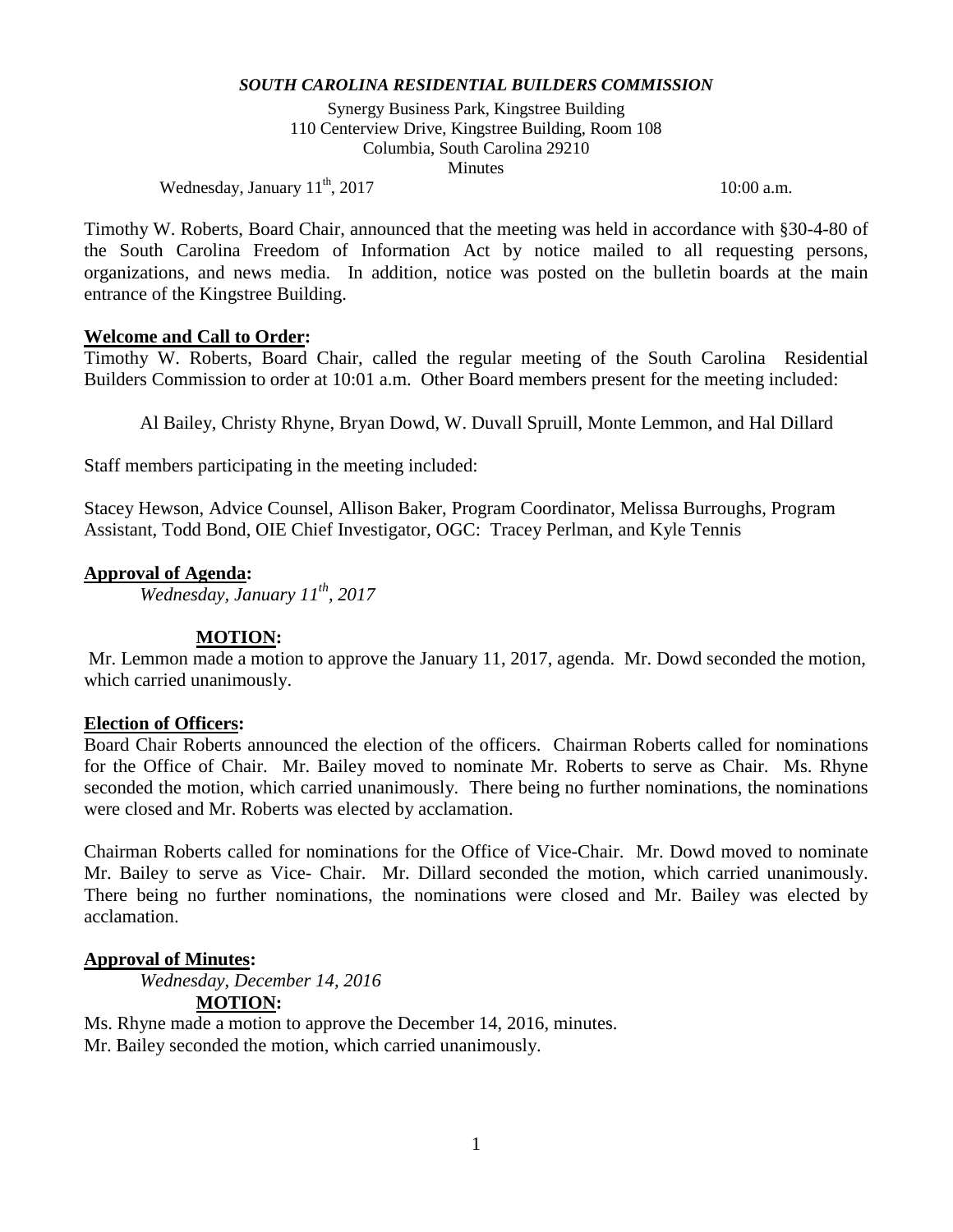***SOUTH CAROLINA RESIDENTIAL BUILDERS COMMISSION***

Synergy Business Park, Kingstree Building
110 Centerview Drive, Kingstree Building, Room 108
Columbia, South Carolina 29210
Minutes

Wednesday, January 11th, 2017 10:00 a.m.

Timothy W. Roberts, Board Chair, announced that the meeting was held in accordance with §30-4-80 of the South Carolina Freedom of Information Act by notice mailed to all requesting persons, organizations, and news media. In addition, notice was posted on the bulletin boards at the main entrance of the Kingstree Building.

**Welcome and Call to Order:**

Timothy W. Roberts, Board Chair, called the regular meeting of the South Carolina Residential Builders Commission to order at 10:01 a.m. Other Board members present for the meeting included:

Al Bailey, Christy Rhyne, Bryan Dowd, W. Duvall Spruill, Monte Lemmon, and Hal Dillard

Staff members participating in the meeting included:

Stacey Hewson, Advice Counsel, Allison Baker, Program Coordinator, Melissa Burroughs, Program Assistant, Todd Bond, OIE Chief Investigator, OGC: Tracey Perlman, and Kyle Tennis

**Approval of Agenda:**

*Wednesday, January 11th, 2017*

**MOTION:**

Mr. Lemmon made a motion to approve the January 11, 2017, agenda. Mr. Dowd seconded the motion, which carried unanimously.

**Election of Officers:**

Board Chair Roberts announced the election of the officers. Chairman Roberts called for nominations for the Office of Chair. Mr. Bailey moved to nominate Mr. Roberts to serve as Chair. Ms. Rhyne seconded the motion, which carried unanimously. There being no further nominations, the nominations were closed and Mr. Roberts was elected by acclamation.

Chairman Roberts called for nominations for the Office of Vice-Chair. Mr. Dowd moved to nominate Mr. Bailey to serve as Vice- Chair. Mr. Dillard seconded the motion, which carried unanimously. There being no further nominations, the nominations were closed and Mr. Bailey was elected by acclamation.

**Approval of Minutes:**

*Wednesday, December 14, 2016*

**MOTION:**

Ms. Rhyne made a motion to approve the December 14, 2016, minutes.
Mr. Bailey seconded the motion, which carried unanimously.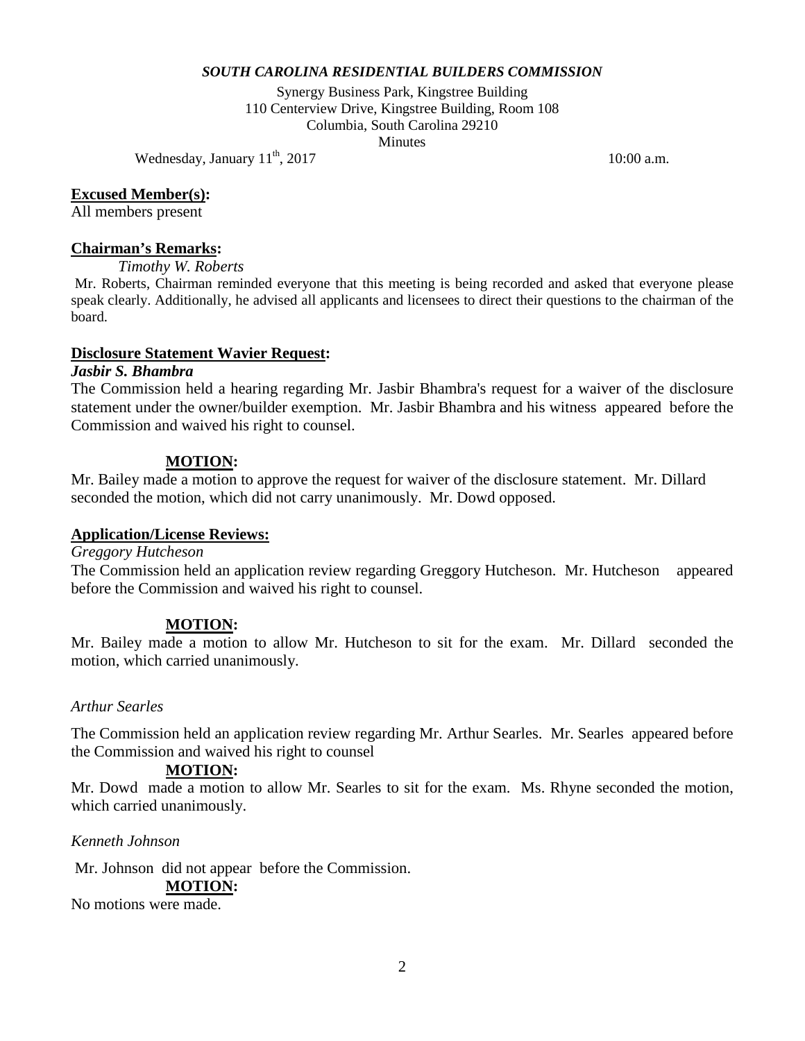***SOUTH CAROLINA RESIDENTIAL BUILDERS COMMISSION***

Synergy Business Park, Kingstree Building
110 Centerview Drive, Kingstree Building, Room 108
Columbia, South Carolina 29210
Minutes

Wednesday, January 11th, 2017 10:00 a.m.

**Excused Member(s):**
All members present

**Chairman's Remarks:**

*Timothy W. Roberts*

Mr. Roberts, Chairman reminded everyone that this meeting is being recorded and asked that everyone please speak clearly. Additionally, he advised all applicants and licensees to direct their questions to the chairman of the board.

**Disclosure Statement Wavier Request:**

***Jasbir S. Bhambra***

The Commission held a hearing regarding Mr. Jasbir Bhambra's request for a waiver of the disclosure statement under the owner/builder exemption. Mr. Jasbir Bhambra and his witness appeared before the Commission and waived his right to counsel.

**MOTION:**

Mr. Bailey made a motion to approve the request for waiver of the disclosure statement. Mr. Dillard seconded the motion, which did not carry unanimously. Mr. Dowd opposed.

**Application/License Reviews:**

*Greggory Hutcheson*

The Commission held an application review regarding Greggory Hutcheson. Mr. Hutcheson appeared before the Commission and waived his right to counsel.

**MOTION:**

Mr. Bailey made a motion to allow Mr. Hutcheson to sit for the exam. Mr. Dillard seconded the motion, which carried unanimously.

*Arthur Searles*

The Commission held an application review regarding Mr. Arthur Searles. Mr. Searles appeared before the Commission and waived his right to counsel

**MOTION:**

Mr. Dowd made a motion to allow Mr. Searles to sit for the exam. Ms. Rhyne seconded the motion, which carried unanimously.

*Kenneth Johnson*

Mr. Johnson did not appear before the Commission.

**MOTION:**

No motions were made.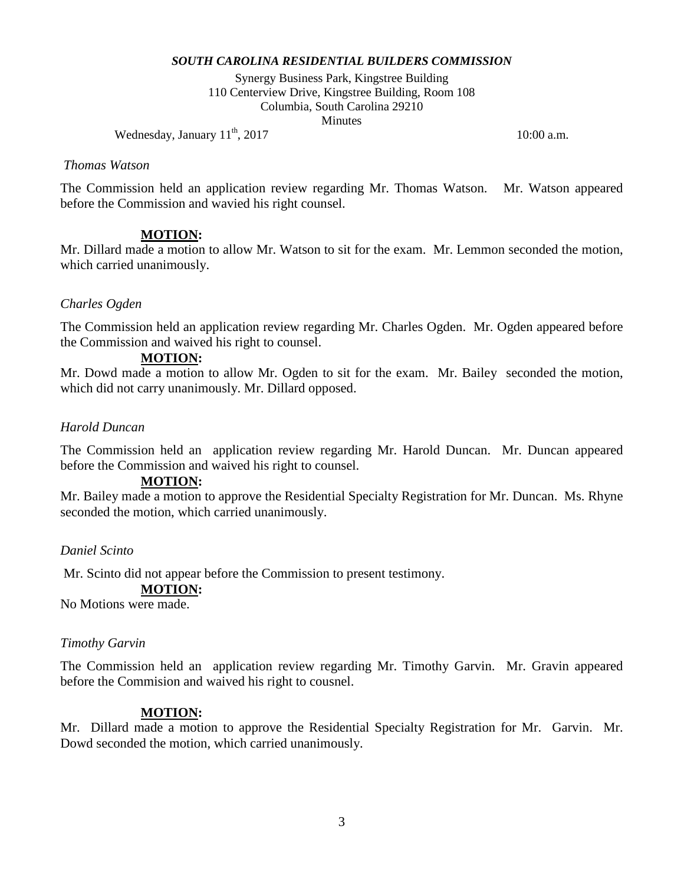***SOUTH CAROLINA RESIDENTIAL BUILDERS COMMISSION***

Synergy Business Park, Kingstree Building
110 Centerview Drive, Kingstree Building, Room 108
Columbia, South Carolina 29210
Minutes

Wednesday, January 11th, 2017 10:00 a.m.

*Thomas Watson*

The Commission held an application review regarding Mr. Thomas Watson. Mr. Watson appeared before the Commission and wavied his right counsel.

**MOTION:**

Mr. Dillard made a motion to allow Mr. Watson to sit for the exam. Mr. Lemmon seconded the motion, which carried unanimously.

*Charles Ogden*

The Commission held an application review regarding Mr. Charles Ogden. Mr. Ogden appeared before the Commission and waived his right to counsel.

**MOTION:**

Mr. Dowd made a motion to allow Mr. Ogden to sit for the exam. Mr. Bailey seconded the motion, which did not carry unanimously. Mr. Dillard opposed.

*Harold Duncan*

The Commission held an application review regarding Mr. Harold Duncan. Mr. Duncan appeared before the Commission and waived his right to counsel.

**MOTION:**

Mr. Bailey made a motion to approve the Residential Specialty Registration for Mr. Duncan. Ms. Rhyne seconded the motion, which carried unanimously.

*Daniel Scinto*

Mr. Scinto did not appear before the Commission to present testimony.

**MOTION:**

No Motions were made.

*Timothy Garvin*

The Commission held an application review regarding Mr. Timothy Garvin. Mr. Gravin appeared before the Commision and waived his right to cousnel.

**MOTION:**

Mr. Dillard made a motion to approve the Residential Specialty Registration for Mr. Garvin. Mr. Dowd seconded the motion, which carried unanimously.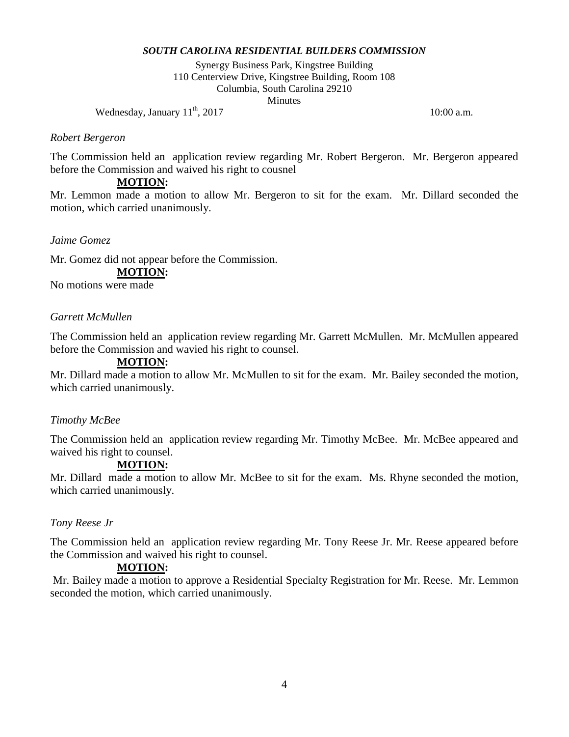**SOUTH CAROLINA RESIDENTIAL BUILDERS COMMISSION**

Synergy Business Park, Kingstree Building
110 Centerview Drive, Kingstree Building, Room 108
Columbia, South Carolina 29210
Minutes

Wednesday, January 11th, 2017 10:00 a.m.

*Robert Bergeron*

The Commission held an application review regarding Mr. Robert Bergeron. Mr. Bergeron appeared before the Commission and waived his right to cousnel

**MOTION:**

Mr. Lemmon made a motion to allow Mr. Bergeron to sit for the exam. Mr. Dillard seconded the motion, which carried unanimously.

*Jaime Gomez*

Mr. Gomez did not appear before the Commission.

**MOTION:**

No motions were made

*Garrett McMullen*

The Commission held an application review regarding Mr. Garrett McMullen. Mr. McMullen appeared before the Commission and wavied his right to counsel.

**MOTION:**

Mr. Dillard made a motion to allow Mr. McMullen to sit for the exam. Mr. Bailey seconded the motion, which carried unanimously.

*Timothy McBee*

The Commission held an application review regarding Mr. Timothy McBee. Mr. McBee appeared and waived his right to counsel.

**MOTION:**

Mr. Dillard made a motion to allow Mr. McBee to sit for the exam. Ms. Rhyne seconded the motion, which carried unanimously.

*Tony Reese Jr*

The Commission held an application review regarding Mr. Tony Reese Jr. Mr. Reese appeared before the Commission and waived his right to counsel.

**MOTION:**

Mr. Bailey made a motion to approve a Residential Specialty Registration for Mr. Reese. Mr. Lemmon seconded the motion, which carried unanimously.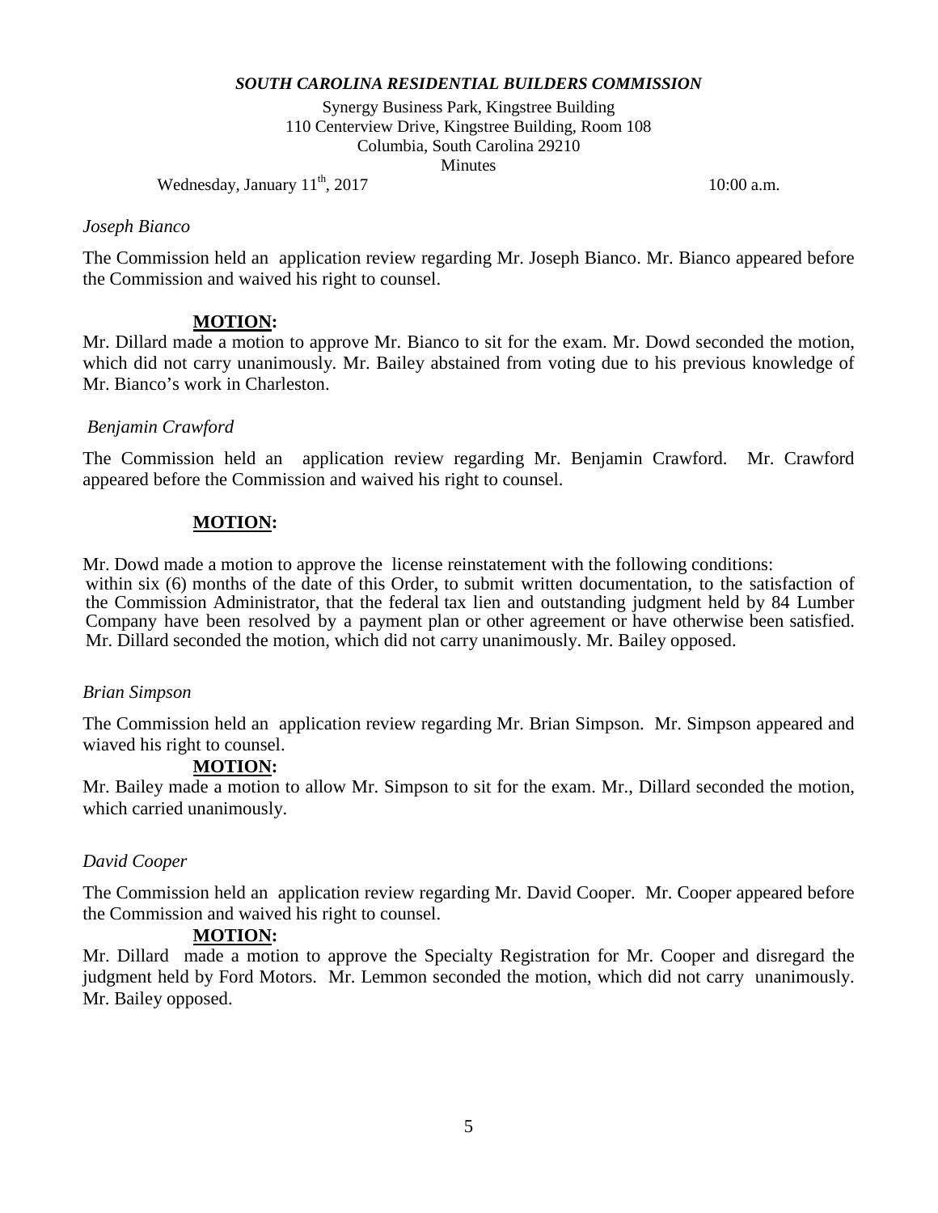*SOUTH CAROLINA RESIDENTIAL BUILDERS COMMISSION*

Synergy Business Park, Kingstree Building
110 Centerview Drive, Kingstree Building, Room 108
Columbia, South Carolina 29210
Minutes

Wednesday, January 11th, 2017 10:00 a.m.

*Joseph Bianco*

The Commission held an application review regarding Mr. Joseph Bianco. Mr. Bianco appeared before the Commission and waived his right to counsel.

**MOTION:**

Mr. Dillard made a motion to approve Mr. Bianco to sit for the exam. Mr. Dowd seconded the motion, which did not carry unanimously. Mr. Bailey abstained from voting due to his previous knowledge of Mr. Bianco's work in Charleston.

*Benjamin Crawford*

The Commission held an application review regarding Mr. Benjamin Crawford. Mr. Crawford appeared before the Commission and waived his right to counsel.

**MOTION:**

Mr. Dowd made a motion to approve the license reinstatement with the following conditions: within six (6) months of the date of this Order, to submit written documentation, to the satisfaction of the Commission Administrator, that the federal tax lien and outstanding judgment held by 84 Lumber Company have been resolved by a payment plan or other agreement or have otherwise been satisfied. Mr. Dillard seconded the motion, which did not carry unanimously. Mr. Bailey opposed.

*Brian Simpson*

The Commission held an application review regarding Mr. Brian Simpson. Mr. Simpson appeared and wiaved his right to counsel.

**MOTION:**

Mr. Bailey made a motion to allow Mr. Simpson to sit for the exam. Mr., Dillard seconded the motion, which carried unanimously.

*David Cooper*

The Commission held an application review regarding Mr. David Cooper. Mr. Cooper appeared before the Commission and waived his right to counsel.

**MOTION:**

Mr. Dillard made a motion to approve the Specialty Registration for Mr. Cooper and disregard the judgment held by Ford Motors. Mr. Lemmon seconded the motion, which did not carry unanimously. Mr. Bailey opposed.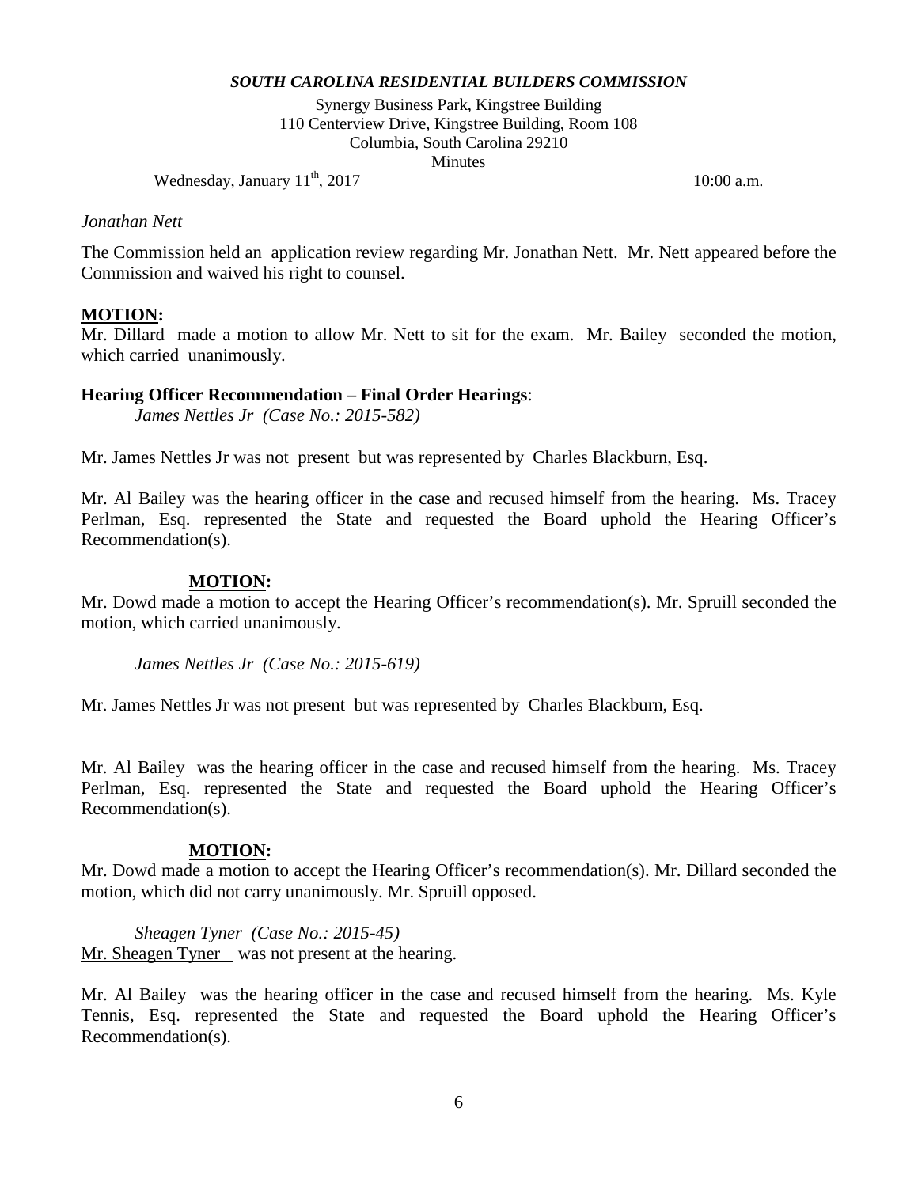*Jonathan Nett*

The Commission held an application review regarding Mr. Jonathan Nett. Mr. Nett appeared before the Commission and waived his right to counsel.

**MOTION:**
Mr. Dillard made a motion to allow Mr. Nett to sit for the exam. Mr. Bailey seconded the motion, which carried unanimously.

**Hearing Officer Recommendation – Final Order Hearings**:

*James Nettles Jr (Case No.: 2015-582)*

Mr. James Nettles Jr was not present but was represented by Charles Blackburn, Esq.

Mr. Al Bailey was the hearing officer in the case and recused himself from the hearing. Ms. Tracey Perlman, Esq. represented the State and requested the Board uphold the Hearing Officer's Recommendation(s).

**MOTION:**
Mr. Dowd made a motion to accept the Hearing Officer's recommendation(s). Mr. Spruill seconded the motion, which carried unanimously.

*James Nettles Jr (Case No.: 2015-619)*

Mr. James Nettles Jr was not present but was represented by Charles Blackburn, Esq.

Mr. Al Bailey was the hearing officer in the case and recused himself from the hearing. Ms. Tracey Perlman, Esq. represented the State and requested the Board uphold the Hearing Officer's Recommendation(s).

**MOTION:**
Mr. Dowd made a motion to accept the Hearing Officer's recommendation(s). Mr. Dillard seconded the motion, which did not carry unanimously. Mr. Spruill opposed.

*Sheagen Tyner (Case No.: 2015-45)*
Mr. Sheagen Tyner was not present at the hearing.

Mr. Al Bailey was the hearing officer in the case and recused himself from the hearing. Ms. Kyle Tennis, Esq. represented the State and requested the Board uphold the Hearing Officer's Recommendation(s).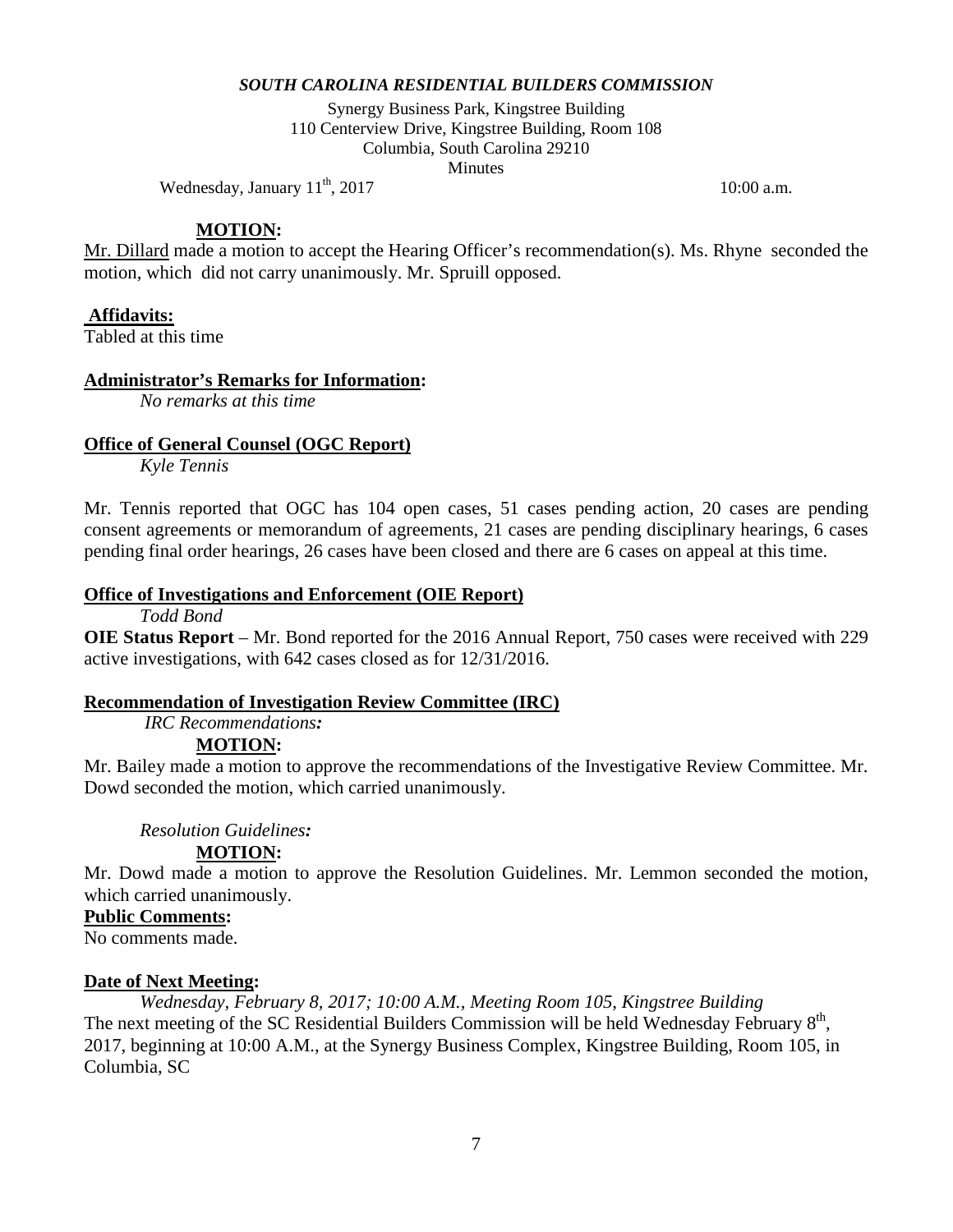*SOUTH CAROLINA RESIDENTIAL BUILDERS COMMISSION*

Synergy Business Park, Kingstree Building
110 Centerview Drive, Kingstree Building, Room 108
Columbia, South Carolina 29210
Minutes

Wednesday, January 11th, 2017 10:00 a.m.

**MOTION:**

Mr. Dillard made a motion to accept the Hearing Officer's recommendation(s). Ms. Rhyne seconded the motion, which did not carry unanimously. Mr. Spruill opposed.

**Affidavits:**

Tabled at this time

**Administrator's Remarks for Information:**

*No remarks at this time*

**Office of General Counsel (OGC Report)**

*Kyle Tennis*

Mr. Tennis reported that OGC has 104 open cases, 51 cases pending action, 20 cases are pending consent agreements or memorandum of agreements, 21 cases are pending disciplinary hearings, 6 cases pending final order hearings, 26 cases have been closed and there are 6 cases on appeal at this time.

**Office of Investigations and Enforcement (OIE Report)**

*Todd Bond*

**OIE Status Report** – Mr. Bond reported for the 2016 Annual Report, 750 cases were received with 229 active investigations, with 642 cases closed as for 12/31/2016.

**Recommendation of Investigation Review Committee (IRC)**

*IRC Recommendations:*

**MOTION:**

Mr. Bailey made a motion to approve the recommendations of the Investigative Review Committee. Mr. Dowd seconded the motion, which carried unanimously.

*Resolution Guidelines:*

**MOTION:**

Mr. Dowd made a motion to approve the Resolution Guidelines. Mr. Lemmon seconded the motion, which carried unanimously.

**Public Comments:**

No comments made.

**Date of Next Meeting:**

*Wednesday, February 8, 2017; 10:00 A.M., Meeting Room 105, Kingstree Building*

The next meeting of the SC Residential Builders Commission will be held Wednesday February 8th, 2017, beginning at 10:00 A.M., at the Synergy Business Complex, Kingstree Building, Room 105, in Columbia, SC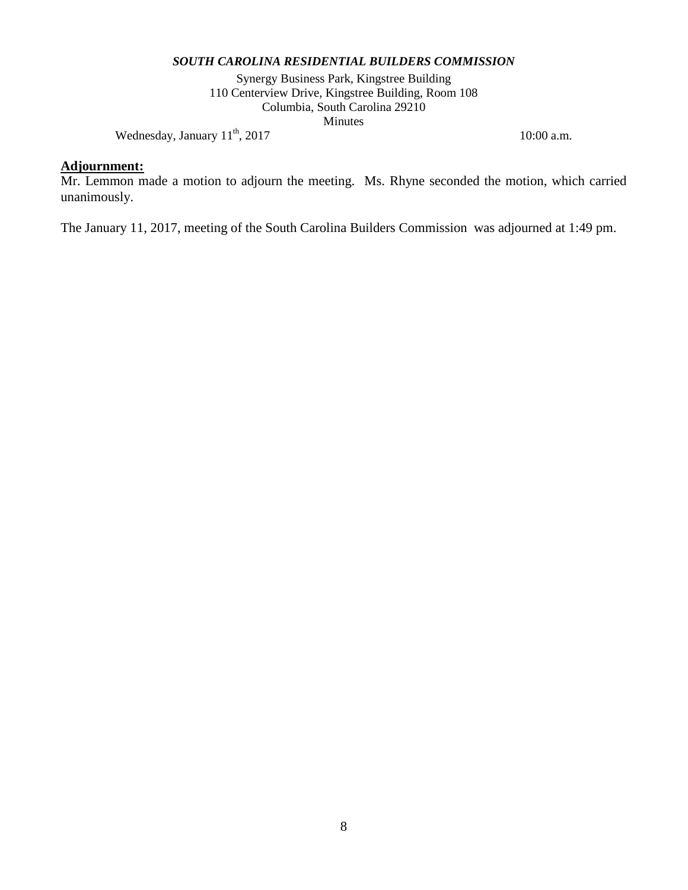**Adjournment:**

Mr. Lemmon made a motion to adjourn the meeting. Ms. Rhyne seconded the motion, which carried unanimously.

The January 11, 2017, meeting of the South Carolina Builders Commission was adjourned at 1:49 pm.